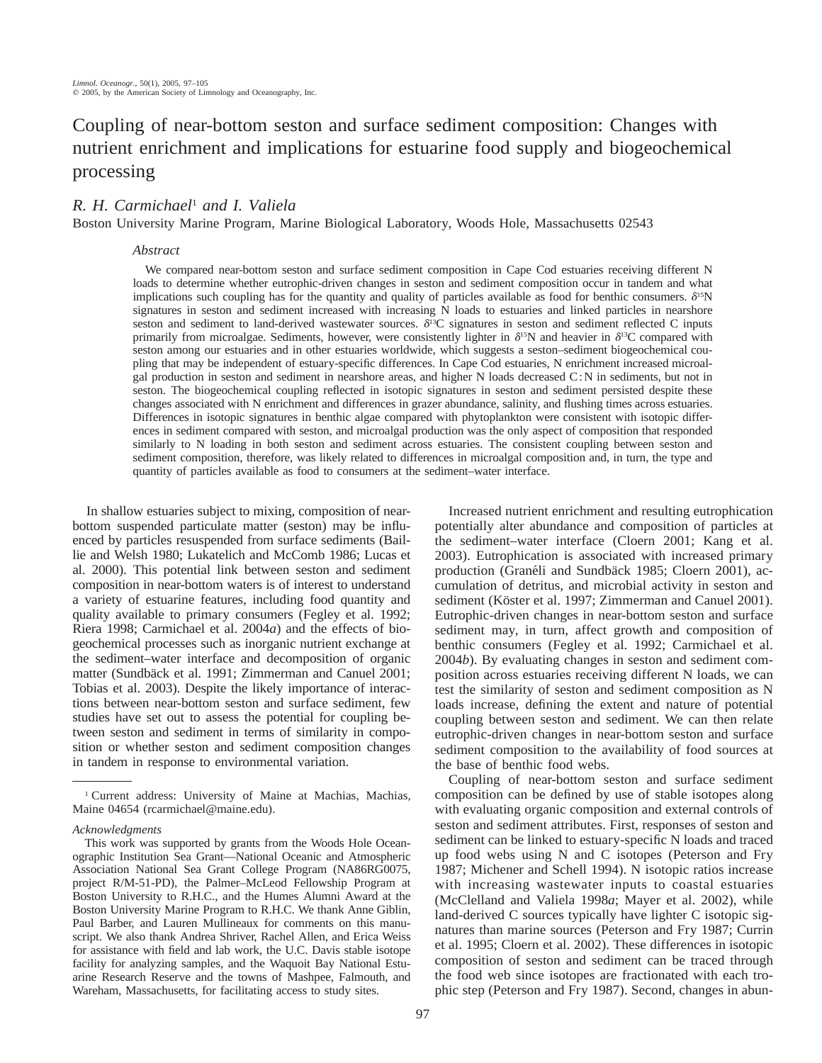# Coupling of near-bottom seston and surface sediment composition: Changes with nutrient enrichment and implications for estuarine food supply and biogeochemical processing

*R. H. Carmichael*[1] *and I. Valiela*

Boston University Marine Program, Marine Biological Laboratory, Woods Hole, Massachusetts 02543

### *Abstract*

We compared near-bottom seston and surface sediment composition in Cape Cod estuaries receiving different N loads to determine whether eutrophic-driven changes in seston and sediment composition occur in tandem and what implications such coupling has for the quantity and quality of particles available as food for benthic consumers. $\delta^{15}N$ signatures in seston and sediment increased with increasing N loads to estuaries and linked particles in nearshore seston and sediment to land-derived wastewater sources. $\delta^{13}C$ signatures in seston and sediment reflected C inputs primarily from microalgae. Sediments, however, were consistently lighter in $\delta^{15}N$ and heavier in $\delta^{13}C$ compared with seston among our estuaries and in other estuaries worldwide, which suggests a seston–sediment biogeochemical coupling that may be independent of estuary-specific differences. In Cape Cod estuaries, N enrichment increased microalgal production in seston and sediment in nearshore areas, and higher N loads decreased C : N in sediments, but not in seston. The biogeochemical coupling reflected in isotopic signatures in seston and sediment persisted despite these changes associated with N enrichment and differences in grazer abundance, salinity, and flushing times across estuaries. Differences in isotopic signatures in benthic algae compared with phytoplankton were consistent with isotopic differences in sediment compared with seston, and microalgal production was the only aspect of composition that responded similarly to N loading in both seston and sediment across estuaries. The consistent coupling between seston and sediment composition, therefore, was likely related to differences in microalgal composition and, in turn, the type and quantity of particles available as food to consumers at the sediment–water interface.

In shallow estuaries subject to mixing, composition of near-bottom suspended particulate matter (seston) may be influenced by particles resuspended from surface sediments (Baillie and Welsh 1980; Lukatelich and McComb 1986; Lucas et al. 2000). This potential link between seston and sediment composition in near-bottom waters is of interest to understand a variety of estuarine features, including food quantity and quality available to primary consumers (Fegley et al. 1992; Riera 1998; Carmichael et al. 2004*a*) and the effects of biogeochemical processes such as inorganic nutrient exchange at the sediment–water interface and decomposition of organic matter (Sundbäck et al. 1991; Zimmerman and Canuel 2001; Tobias et al. 2003). Despite the likely importance of interactions between near-bottom seston and surface sediment, few studies have set out to assess the potential for coupling between seston and sediment in terms of similarity in composition or whether seston and sediment composition changes in tandem in response to environmental variation.

[1] Current address: University of Maine at Machias, Machias, Maine 04654 (rcarmichael@maine.edu).

*Acknowledgments*

This work was supported by grants from the Woods Hole Oceanographic Institution Sea Grant—National Oceanic and Atmospheric Association National Sea Grant College Program (NA86RG0075, project R/M-51-PD), the Palmer–McLeod Fellowship Program at Boston University to R.H.C., and the Humes Alumni Award at the Boston University Marine Program to R.H.C. We thank Anne Giblin, Paul Barber, and Lauren Mullineaux for comments on this manuscript. We also thank Andrea Shriver, Rachel Allen, and Erica Weiss for assistance with field and lab work, the U.C. Davis stable isotope facility for analyzing samples, and the Waquoit Bay National Estuarine Research Reserve and the towns of Mashpee, Falmouth, and Wareham, Massachusetts, for facilitating access to study sites.

Increased nutrient enrichment and resulting eutrophication potentially alter abundance and composition of particles at the sediment–water interface (Cloern 2001; Kang et al. 2003). Eutrophication is associated with increased primary production (Granéli and Sundbäck 1985; Cloern 2001), accumulation of detritus, and microbial activity in seston and sediment (Köster et al. 1997; Zimmerman and Canuel 2001). Eutrophic-driven changes in near-bottom seston and surface sediment may, in turn, affect growth and composition of benthic consumers (Fegley et al. 1992; Carmichael et al. 2004*b*). By evaluating changes in seston and sediment composition across estuaries receiving different N loads, we can test the similarity of seston and sediment composition as N loads increase, defining the extent and nature of potential coupling between seston and sediment. We can then relate eutrophic-driven changes in near-bottom seston and surface sediment composition to the availability of food sources at the base of benthic food webs.

Coupling of near-bottom seston and surface sediment composition can be defined by use of stable isotopes along with evaluating organic composition and external controls of seston and sediment attributes. First, responses of seston and sediment can be linked to estuary-specific N loads and traced up food webs using N and C isotopes (Peterson and Fry 1987; Michener and Schell 1994). N isotopic ratios increase with increasing wastewater inputs to coastal estuaries (McClelland and Valiela 1998*a*; Mayer et al. 2002), while land-derived C sources typically have lighter C isotopic signatures than marine sources (Peterson and Fry 1987; Currin et al. 1995; Cloern et al. 2002). These differences in isotopic composition of seston and sediment can be traced through the food web since isotopes are fractionated with each trophic step (Peterson and Fry 1987). Second, changes in abun-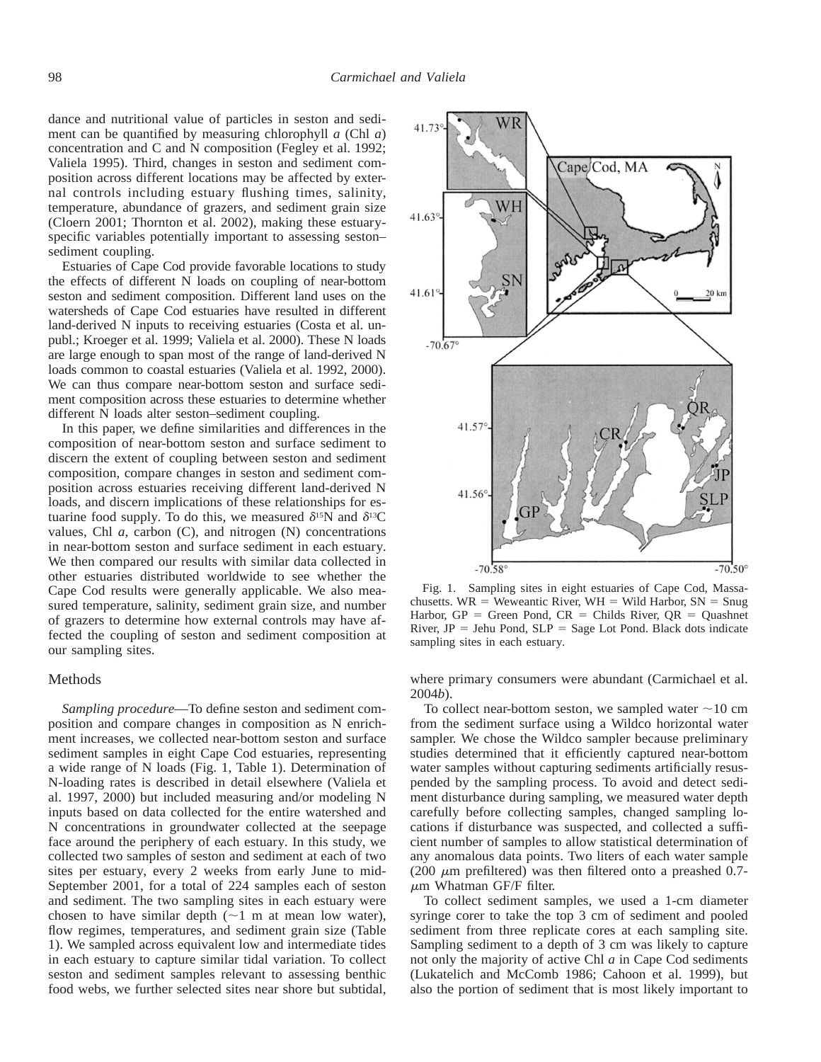dance and nutritional value of particles in seston and sediment can be quantified by measuring chlorophyll *a* (Chl *a*) concentration and C and N composition (Fegley et al. 1992; Valiela 1995). Third, changes in seston and sediment composition across different locations may be affected by external controls including estuary flushing times, salinity, temperature, abundance of grazers, and sediment grain size (Cloern 2001; Thornton et al. 2002), making these estuary-specific variables potentially important to assessing seston–sediment coupling.

Estuaries of Cape Cod provide favorable locations to study the effects of different N loads on coupling of near-bottom seston and sediment composition. Different land uses on the watersheds of Cape Cod estuaries have resulted in different land-derived N inputs to receiving estuaries (Costa et al. unpubl.; Kroeger et al. 1999; Valiela et al. 2000). These N loads are large enough to span most of the range of land-derived N loads common to coastal estuaries (Valiela et al. 1992, 2000). We can thus compare near-bottom seston and surface sediment composition across these estuaries to determine whether different N loads alter seston–sediment coupling.

In this paper, we define similarities and differences in the composition of near-bottom seston and surface sediment to discern the extent of coupling between seston and sediment composition, compare changes in seston and sediment composition across estuaries receiving different land-derived N loads, and discern implications of these relationships for estuarine food supply. To do this, we measured $\delta^{15}N$ and $\delta^{13}C$ values, Chl *a*, carbon (C), and nitrogen (N) concentrations in near-bottom seston and surface sediment in each estuary. We then compared our results with similar data collected in other estuaries distributed worldwide to see whether the Cape Cod results were generally applicable. We also measured temperature, salinity, sediment grain size, and number of grazers to determine how external controls may have affected the coupling of seston and sediment composition at our sampling sites.

Fig. 1. Sampling sites in eight estuaries of Cape Cod, Massachusetts. WR = Weweantic River, WH = Wild Harbor, SN = Snug Harbor, GP = Green Pond, CR = Childs River, QR = Quashnet River, JP = Jehu Pond, SLP = Sage Lot Pond. Black dots indicate sampling sites in each estuary.

## Methods

*Sampling procedure*—To define seston and sediment composition and compare changes in composition as N enrichment increases, we collected near-bottom seston and surface sediment samples in eight Cape Cod estuaries, representing a wide range of N loads (Fig. 1, Table 1). Determination of N-loading rates is described in detail elsewhere (Valiela et al. 1997, 2000) but included measuring and/or modeling N inputs based on data collected for the entire watershed and N concentrations in groundwater collected at the seepage face around the periphery of each estuary. In this study, we collected two samples of seston and sediment at each of two sites per estuary, every 2 weeks from early June to mid-September 2001, for a total of 224 samples each of seston and sediment. The two sampling sites in each estuary were chosen to have similar depth (~1 m at mean low water), flow regimes, temperatures, and sediment grain size (Table 1). We sampled across equivalent low and intermediate tides in each estuary to capture similar tidal variation. To collect seston and sediment samples relevant to assessing benthic food webs, we further selected sites near shore but subtidal, where primary consumers were abundant (Carmichael et al. 2004*b*).

To collect near-bottom seston, we sampled water ~10 cm from the sediment surface using a Wildco horizontal water sampler. We chose the Wildco sampler because preliminary studies determined that it efficiently captured near-bottom water samples without capturing sediments artificially resuspended by the sampling process. To avoid and detect sediment disturbance during sampling, we measured water depth carefully before collecting samples, changed sampling locations if disturbance was suspected, and collected a sufficient number of samples to allow statistical determination of any anomalous data points. Two liters of each water sample (200 $\mu$m prefiltered) was then filtered onto a preashed 0.7-$\mu$m Whatman GF/F filter.

To collect sediment samples, we used a 1-cm diameter syringe corer to take the top 3 cm of sediment and pooled sediment from three replicate cores at each sampling site. Sampling sediment to a depth of 3 cm was likely to capture not only the majority of active Chl *a* in Cape Cod sediments (Lukatelich and McComb 1986; Cahoon et al. 1999), but also the portion of sediment that is most likely important to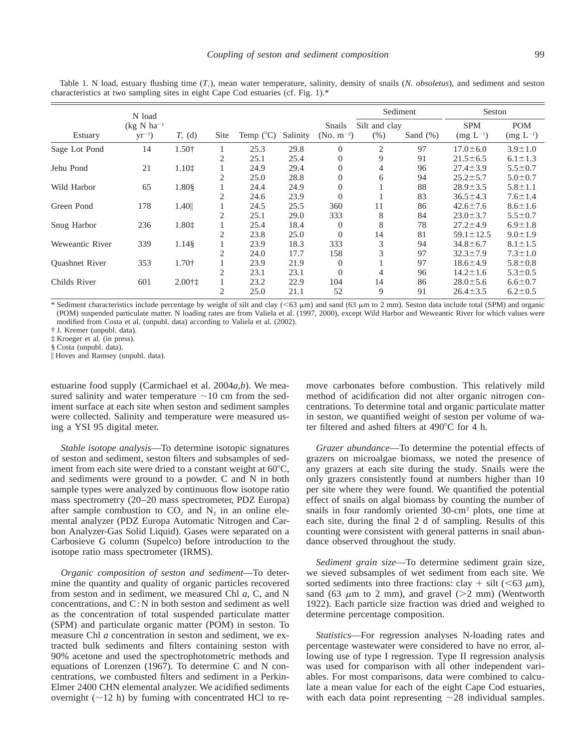Table 1. N load, estuary flushing time ($T_r$), mean water temperature, salinity, density of snails (*N. obsoletus*), and sediment and seston characteristics at two sampling sites in eight Cape Cod estuaries (cf. Fig. 1).*

| Estuary | N load (kg N ha$^{-1}$ yr$^{-1}$) | $T_r$ (d) | Site | Temp (°C) | Salinity | Snails (No. m$^{-2}$) | Sediment | | Seston | |
|---|---|---|---|---|---|---|---|---|---|---|
| | | | | | | | Silt and clay (%) | Sand (%) | SPM (mg L$^{-1}$) | POM (mg L$^{-1}$) |
| Sage Lot Pond | 14 | 1.50† | 1 | 25.3 | 29.8 | 0 | 2 | 97 | 17.0±6.0 | 3.9±1.0 |
| | | | 2 | 25.1 | 25.4 | 0 | 9 | 91 | 21.5±6.5 | 6.1±1.3 |
| Jehu Pond | 21 | 1.10‡ | 1 | 24.9 | 29.4 | 0 | 4 | 96 | 27.4±3.9 | 5.5±0.7 |
| | | | 2 | 25.0 | 28.8 | 0 | 6 | 94 | 25.2±5.7 | 5.0±0.7 |
| Wild Harbor | 65 | 1.80§ | 1 | 24.4 | 24.9 | 0 | 1 | 88 | 28.9±3.5 | 5.8±1.1 |
| | | | 2 | 24.6 | 23.9 | 0 | 1 | 83 | 36.5±4.3 | 7.6±1.4 |
| Green Pond | 178 | 1.40‖ | 1 | 24.5 | 25.5 | 360 | 11 | 86 | 42.6±7.6 | 8.6±1.6 |
| | | | 2 | 25.1 | 29.0 | 333 | 8 | 84 | 23.0±3.7 | 5.5±0.7 |
| Snug Harbor | 236 | 1.80‡ | 1 | 25.4 | 18.4 | 0 | 8 | 78 | 27.2±4.9 | 6.9±1.8 |
| | | | 2 | 23.8 | 25.0 | 0 | 14 | 81 | 59.1±12.5 | 9.0±1.9 |
| Weweantic River | 339 | 1.14§ | 1 | 23.9 | 18.3 | 333 | 3 | 94 | 34.8±6.7 | 8.1±1.5 |
| | | | 2 | 24.0 | 17.7 | 158 | 3 | 97 | 32.3±7.9 | 7.3±1.0 |
| Quashnet River | 353 | 1.70† | 1 | 23.9 | 21.9 | 0 | 1 | 97 | 18.6±4.9 | 5.8±0.8 |
| | | | 2 | 23.1 | 23.1 | 0 | 4 | 96 | 14.2±1.6 | 5.3±0.5 |
| Childs River | 601 | 2.00†‡ | 1 | 23.2 | 22.9 | 104 | 14 | 86 | 28.0±5.6 | 6.6±0.7 |
| | | | 2 | 25.0 | 21.1 | 52 | 9 | 91 | 26.4±3.5 | 6.2±0.5 |

\* Sediment characteristics include percentage by weight of silt and clay (<63 μm) and sand (63 μm to 2 mm). Seston data include total (SPM) and organic (POM) suspended particulate matter. N loading rates are from Valiela et al. (1997, 2000), except Wild Harbor and Weweantic River for which values were modified from Costa et al. (unpubl. data) according to Valiela et al. (2002).

† J. Kremer (unpubl. data).

‡ Kroeger et al. (in press).

§ Costa (unpubl. data).

‖ Hoves and Ramsey (unpubl. data).

estuarine food supply (Carmichael et al. 2004*a*,*b*). We measured salinity and water temperature ~10 cm from the sediment surface at each site when seston and sediment samples were collected. Salinity and temperature were measured using a YSI 95 digital meter.

*Stable isotope analysis*—To determine isotopic signatures of seston and sediment, seston filters and subsamples of sediment from each site were dried to a constant weight at 60°C, and sediments were ground to a powder. C and N in both sample types were analyzed by continuous flow isotope ratio mass spectrometry (20–20 mass spectrometer, PDZ Europa) after sample combustion to $CO_2$ and $N_2$ in an online elemental analyzer (PDZ Europa Automatic Nitrogen and Carbon Analyzer-Gas Solid Liquid). Gases were separated on a Carbosieve G column (Supelco) before introduction to the isotope ratio mass spectrometer (IRMS).

*Organic composition of seston and sediment*—To determine the quantity and quality of organic particles recovered from seston and in sediment, we measured Chl *a*, C, and N concentrations, and C : N in both seston and sediment as well as the concentration of total suspended particulate matter (SPM) and particulate organic matter (POM) in seston. To measure Chl *a* concentration in seston and sediment, we extracted bulk sediments and filters containing seston with 90% acetone and used the spectrophotometric methods and equations of Lorenzen (1967). To determine C and N concentrations, we combusted filters and sediment in a Perkin-Elmer 2400 CHN elemental analyzer. We acidified sediments overnight (~12 h) by fuming with concentrated HCl to remove carbonates before combustion. This relatively mild method of acidification did not alter organic nitrogen concentrations. To determine total and organic particulate matter in seston, we quantified weight of seston per volume of water filtered and ashed filters at 490°C for 4 h.

*Grazer abundance*—To determine the potential effects of grazers on microalgae biomass, we noted the presence of any grazers at each site during the study. Snails were the only grazers consistently found at numbers higher than 10 per site where they were found. We quantified the potential effect of snails on algal biomass by counting the number of snails in four randomly oriented 30-cm$^2$ plots, one time at each site, during the final 2 d of sampling. Results of this counting were consistent with general patterns in snail abundance observed throughout the study.

*Sediment grain size*—To determine sediment grain size, we sieved subsamples of wet sediment from each site. We sorted sediments into three fractions: clay + silt (<63 μm), sand (63 μm to 2 mm), and gravel (>2 mm) (Wentworth 1922). Each particle size fraction was dried and weighed to determine percentage composition.

*Statistics*—For regression analyses N-loading rates and percentage wastewater were considered to have no error, allowing use of type I regression. Type II regression analysis was used for comparison with all other independent variables. For most comparisons, data were combined to calculate a mean value for each of the eight Cape Cod estuaries, with each data point representing ~28 individual samples.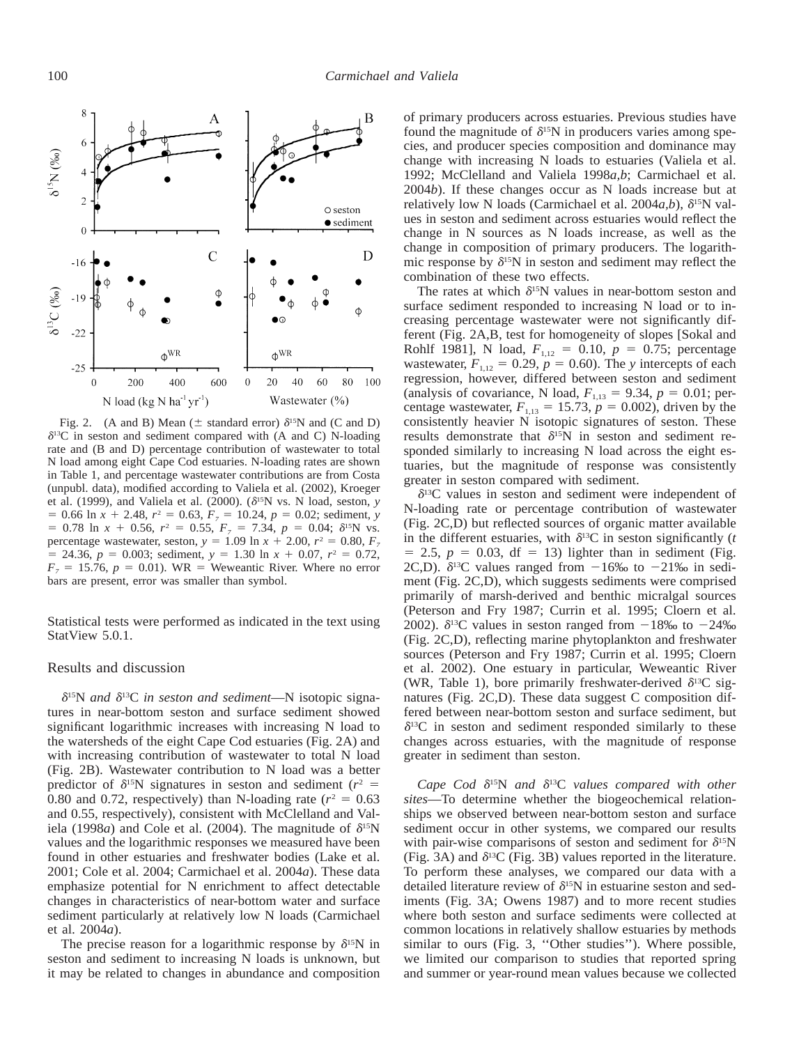Fig. 2. (A and B) Mean (± standard error) $\delta^{15}$N and (C and D) $\delta^{13}$C in seston and sediment compared with (A and C) N-loading rate and (B and D) percentage contribution of wastewater to total N load among eight Cape Cod estuaries. N-loading rates are shown in Table 1, and percentage wastewater contributions are from Costa (unpubl. data), modified according to Valiela et al. (2002), Kroeger et al. (1999), and Valiela et al. (2000). ($\delta^{15}$N vs. N load, seston, $y = 0.66 \ln x + 2.48$, $r^2 = 0.63$, $F_7 = 10.24$, $p = 0.02$; sediment, $y = 0.78 \ln x + 0.56$, $r^2 = 0.55$, $F_7 = 7.34$, $p = 0.04$; $\delta^{15}$N vs. percentage wastewater, seston, $y = 1.09 \ln x + 2.00$, $r^2 = 0.80$, $F_7 = 24.36$, $p = 0.003$; sediment, $y = 1.30 \ln x + 0.07$, $r^2 = 0.72$, $F_7 = 15.76$, $p = 0.01$). WR = Weweantic River. Where no error bars are present, error was smaller than symbol.

Statistical tests were performed as indicated in the text using StatView 5.0.1.

## Results and discussion

*$\delta^{15}$N and $\delta^{13}$C in seston and sediment*—N isotopic signatures in near-bottom seston and surface sediment showed significant logarithmic increases with increasing N load to the watersheds of the eight Cape Cod estuaries (Fig. 2A) and with increasing contribution of wastewater to total N load (Fig. 2B). Wastewater contribution to N load was a better predictor of $\delta^{15}$N signatures in seston and sediment ($r^2 = 0.80$ and 0.72, respectively) than N-loading rate ($r^2 = 0.63$ and 0.55, respectively), consistent with McClelland and Valiela (1998*a*) and Cole et al. (2004). The magnitude of $\delta^{15}$N values and the logarithmic responses we measured have been found in other estuaries and freshwater bodies (Lake et al. 2001; Cole et al. 2004; Carmichael et al. 2004*a*). These data emphasize potential for N enrichment to affect detectable changes in characteristics of near-bottom water and surface sediment particularly at relatively low N loads (Carmichael et al. 2004*a*).

The precise reason for a logarithmic response by $\delta^{15}$N in seston and sediment to increasing N loads is unknown, but it may be related to changes in abundance and composition of primary producers across estuaries. Previous studies have found the magnitude of $\delta^{15}$N in producers varies among species, and producer species composition and dominance may change with increasing N loads to estuaries (Valiela et al. 1992; McClelland and Valiela 1998*a,b*; Carmichael et al. 2004*b*). If these changes occur as N loads increase but at relatively low N loads (Carmichael et al. 2004*a,b*), $\delta^{15}$N values in seston and sediment across estuaries would reflect the change in N sources as N loads increase, as well as the change in composition of primary producers. The logarithmic response by $\delta^{15}$N in seston and sediment may reflect the combination of these two effects.

The rates at which $\delta^{15}$N values in near-bottom seston and surface sediment responded to increasing N load or to increasing percentage wastewater were not significantly different (Fig. 2A,B, test for homogeneity of slopes [Sokal and Rohlf 1981], N load, $F_{1,12} = 0.10$, $p = 0.75$; percentage wastewater, $F_{1,12} = 0.29$, $p = 0.60$). The *y* intercepts of each regression, however, differed between seston and sediment (analysis of covariance, N load, $F_{1,13} = 9.34$, $p = 0.01$; percentage wastewater, $F_{1,13} = 15.73$, $p = 0.002$), driven by the consistently heavier N isotopic signatures of seston. These results demonstrate that $\delta^{15}$N in seston and sediment responded similarly to increasing N load across the eight estuaries, but the magnitude of response was consistently greater in seston compared with sediment.

$\delta^{13}$C values in seston and sediment were independent of N-loading rate or percentage contribution of wastewater (Fig. 2C,D) but reflected sources of organic matter available in the different estuaries, with $\delta^{13}$C in seston significantly ($t = 2.5$, $p = 0.03$, df = 13) lighter than in sediment (Fig. 2C,D). $\delta^{13}$C values ranged from −16‰ to −21‰ in sediment (Fig. 2C,D), which suggests sediments were comprised primarily of marsh-derived and benthic micralgal sources (Peterson and Fry 1987; Currin et al. 1995; Cloern et al. 2002). $\delta^{13}$C values in seston ranged from −18‰ to −24‰ (Fig. 2C,D), reflecting marine phytoplankton and freshwater sources (Peterson and Fry 1987; Currin et al. 1995; Cloern et al. 2002). One estuary in particular, Weweantic River (WR, Table 1), bore primarily freshwater-derived $\delta^{13}$C signatures (Fig. 2C,D). These data suggest C composition differed between near-bottom seston and surface sediment, but $\delta^{13}$C in seston and sediment responded similarly to these changes across estuaries, with the magnitude of response greater in sediment than seston.

*Cape Cod $\delta^{15}$N and $\delta^{13}$C values compared with other sites*—To determine whether the biogeochemical relationships we observed between near-bottom seston and surface sediment occur in other systems, we compared our results with pair-wise comparisons of seston and sediment for $\delta^{15}$N (Fig. 3A) and $\delta^{13}$C (Fig. 3B) values reported in the literature. To perform these analyses, we compared our data with a detailed literature review of $\delta^{15}$N in estuarine seston and sediments (Fig. 3A; Owens 1987) and to more recent studies where both seston and surface sediments were collected at common locations in relatively shallow estuaries by methods similar to ours (Fig. 3, ''Other studies''). Where possible, we limited our comparison to studies that reported spring and summer or year-round mean values because we collected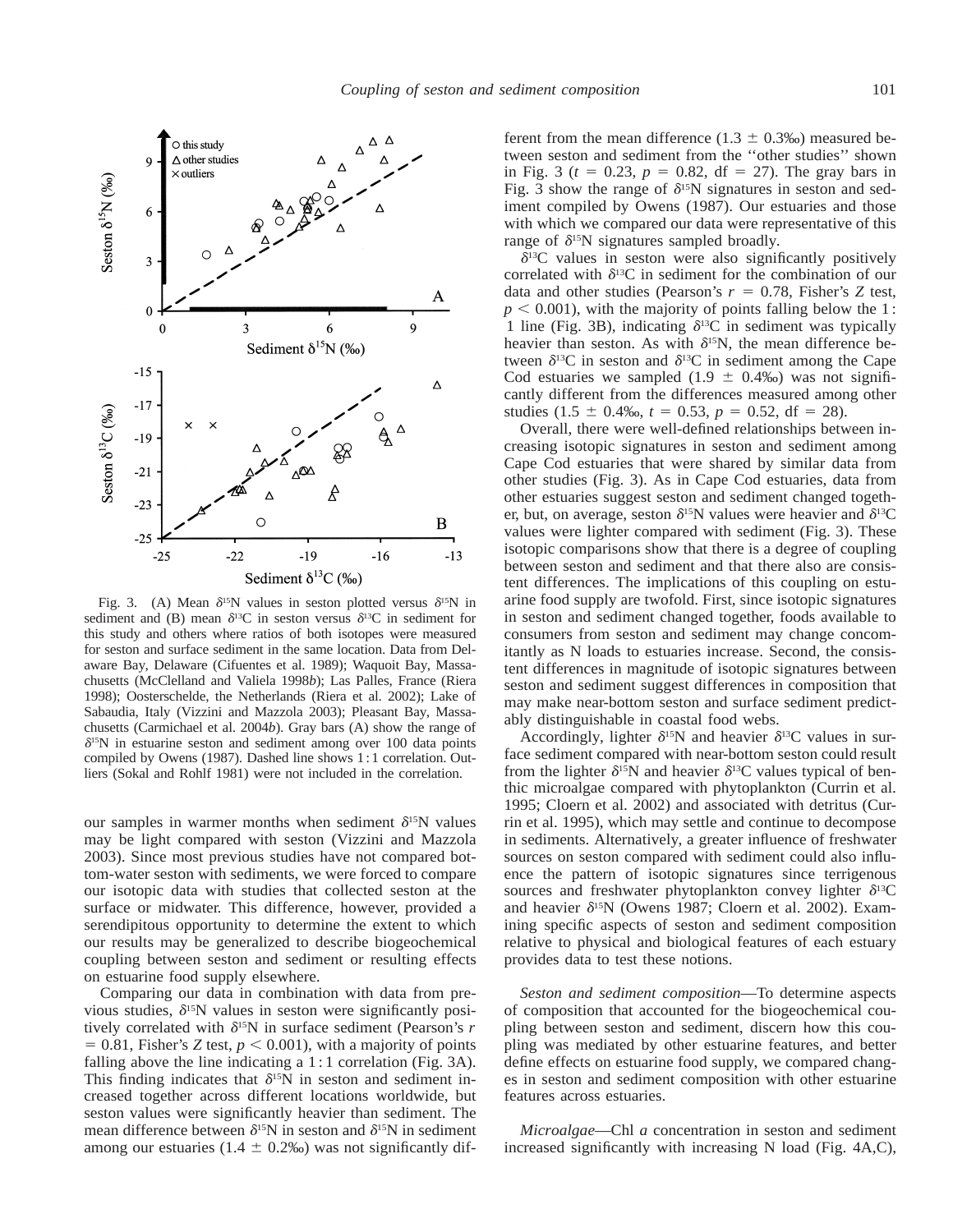Fig. 3. (A) Mean $\delta^{15}N$ values in seston plotted versus $\delta^{15}N$ in sediment and (B) mean $\delta^{13}C$ in seston versus $\delta^{13}C$ in sediment for this study and others where ratios of both isotopes were measured for seston and surface sediment in the same location. Data from Delaware Bay, Delaware (Cifuentes et al. 1989); Waquoit Bay, Massachusetts (McClelland and Valiela 1998*b*); Las Palles, France (Riera 1998); Oosterschelde, the Netherlands (Riera et al. 2002); Lake of Sabaudia, Italy (Vizzini and Mazzola 2003); Pleasant Bay, Massachusetts (Carmichael et al. 2004*b*). Gray bars (A) show the range of $\delta^{15}N$ in estuarine seston and sediment among over 100 data points compiled by Owens (1987). Dashed line shows 1 : 1 correlation. Outliers (Sokal and Rohlf 1981) were not included in the correlation.

our samples in warmer months when sediment $\delta^{15}N$ values may be light compared with seston (Vizzini and Mazzola 2003). Since most previous studies have not compared bottom-water seston with sediments, we were forced to compare our isotopic data with studies that collected seston at the surface or midwater. This difference, however, provided a serendipitous opportunity to determine the extent to which our results may be generalized to describe biogeochemical coupling between seston and sediment or resulting effects on estuarine food supply elsewhere.

Comparing our data in combination with data from previous studies, $\delta^{15}N$ values in seston were significantly positively correlated with $\delta^{15}N$ in surface sediment (Pearson's $r = 0.81$, Fisher's $Z$ test, $p < 0.001$), with a majority of points falling above the line indicating a 1 : 1 correlation (Fig. 3A). This finding indicates that $\delta^{15}N$ in seston and sediment increased together across different locations worldwide, but seston values were significantly heavier than sediment. The mean difference between $\delta^{15}N$ in seston and $\delta^{15}N$ in sediment among our estuaries (1.4 ± 0.2‰) was not significantly different from the mean difference (1.3 ± 0.3‰) measured between seston and sediment from the ''other studies'' shown in Fig. 3 ($t = 0.23$, $p = 0.82$, df = 27). The gray bars in Fig. 3 show the range of $\delta^{15}N$ signatures in seston and sediment compiled by Owens (1987). Our estuaries and those with which we compared our data were representative of this range of $\delta^{15}N$ signatures sampled broadly.

$\delta^{13}C$ values in seston were also significantly positively correlated with $\delta^{13}C$ in sediment for the combination of our data and other studies (Pearson's $r = 0.78$, Fisher's $Z$ test, $p < 0.001$), with the majority of points falling below the 1 : 1 line (Fig. 3B), indicating $\delta^{13}C$ in sediment was typically heavier than seston. As with $\delta^{15}N$, the mean difference between $\delta^{13}C$ in seston and $\delta^{13}C$ in sediment among the Cape Cod estuaries we sampled (1.9 ± 0.4‰) was not significantly different from the differences measured among other studies (1.5 ± 0.4‰, $t = 0.53$, $p = 0.52$, df = 28).

Overall, there were well-defined relationships between increasing isotopic signatures in seston and sediment among Cape Cod estuaries that were shared by similar data from other studies (Fig. 3). As in Cape Cod estuaries, data from other estuaries suggest seston and sediment changed together, but, on average, seston $\delta^{15}N$ values were heavier and $\delta^{13}C$ values were lighter compared with sediment (Fig. 3). These isotopic comparisons show that there is a degree of coupling between seston and sediment and that there also are consistent differences. The implications of this coupling on estuarine food supply are twofold. First, since isotopic signatures in seston and sediment changed together, foods available to consumers from seston and sediment may change concomitantly as N loads to estuaries increase. Second, the consistent differences in magnitude of isotopic signatures between seston and sediment suggest differences in composition that may make near-bottom seston and surface sediment predictably distinguishable in coastal food webs.

Accordingly, lighter $\delta^{15}N$ and heavier $\delta^{13}C$ values in surface sediment compared with near-bottom seston could result from the lighter $\delta^{15}N$ and heavier $\delta^{13}C$ values typical of benthic microalgae compared with phytoplankton (Currin et al. 1995; Cloern et al. 2002) and associated with detritus (Currin et al. 1995), which may settle and continue to decompose in sediments. Alternatively, a greater influence of freshwater sources on seston compared with sediment could also influence the pattern of isotopic signatures since terrigenous sources and freshwater phytoplankton convey lighter $\delta^{13}C$ and heavier $\delta^{15}N$ (Owens 1987; Cloern et al. 2002). Examining specific aspects of seston and sediment composition relative to physical and biological features of each estuary provides data to test these notions.

*Seston and sediment composition*—To determine aspects of composition that accounted for the biogeochemical coupling between seston and sediment, discern how this coupling was mediated by other estuarine features, and better define effects on estuarine food supply, we compared changes in seston and sediment composition with other estuarine features across estuaries.

*Microalgae*—Chl *a* concentration in seston and sediment increased significantly with increasing N load (Fig. 4A,C),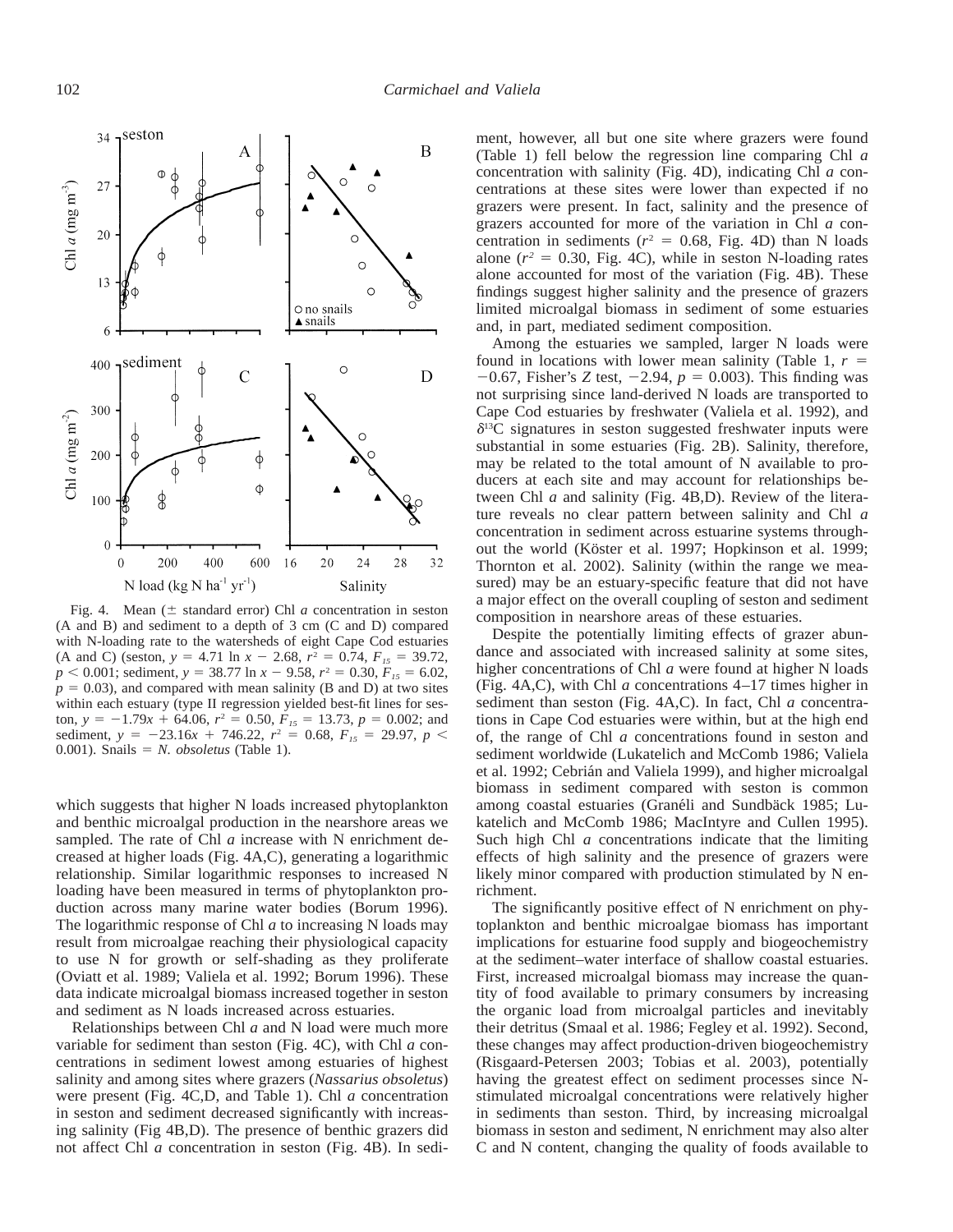Fig. 4. Mean (± standard error) Chl *a* concentration in seston (A and B) and sediment to a depth of 3 cm (C and D) compared with N-loading rate to the watersheds of eight Cape Cod estuaries (A and C) (seston, $y = 4.71 \ln x - 2.68$, $r^2 = 0.74$, $F_{15} = 39.72$, $p < 0.001$; sediment, $y = 38.77 \ln x - 9.58$, $r^2 = 0.30$, $F_{15} = 6.02$, $p = 0.03$), and compared with mean salinity (B and D) at two sites within each estuary (type II regression yielded best-fit lines for seston, $y = -1.79x + 64.06$, $r^2 = 0.50$, $F_{15} = 13.73$, $p = 0.002$; and sediment, $y = -23.16x + 746.22$, $r^2 = 0.68$, $F_{15} = 29.97$, $p < 0.001$). Snails = *N. obsoletus* (Table 1).

which suggests that higher N loads increased phytoplankton and benthic microalgal production in the nearshore areas we sampled. The rate of Chl *a* increase with N enrichment decreased at higher loads (Fig. 4A,C), generating a logarithmic relationship. Similar logarithmic responses to increased N loading have been measured in terms of phytoplankton production across many marine water bodies (Borum 1996). The logarithmic response of Chl *a* to increasing N loads may result from microalgae reaching their physiological capacity to use N for growth or self-shading as they proliferate (Oviatt et al. 1989; Valiela et al. 1992; Borum 1996). These data indicate microalgal biomass increased together in seston and sediment as N loads increased across estuaries.

Relationships between Chl *a* and N load were much more variable for sediment than seston (Fig. 4C), with Chl *a* concentrations in sediment lowest among estuaries of highest salinity and among sites where grazers (*Nassarius obsoletus*) were present (Fig. 4C,D, and Table 1). Chl *a* concentration in seston and sediment decreased significantly with increasing salinity (Fig 4B,D). The presence of benthic grazers did not affect Chl *a* concentration in seston (Fig. 4B). In sediment, however, all but one site where grazers were found (Table 1) fell below the regression line comparing Chl *a* concentration with salinity (Fig. 4D), indicating Chl *a* concentrations at these sites were lower than expected if no grazers were present. In fact, salinity and the presence of grazers accounted for more of the variation in Chl *a* concentration in sediments ($r^2 = 0.68$, Fig. 4D) than N loads alone ($r^2 = 0.30$, Fig. 4C), while in seston N-loading rates alone accounted for most of the variation (Fig. 4B). These findings suggest higher salinity and the presence of grazers limited microalgal biomass in sediment of some estuaries and, in part, mediated sediment composition.

Among the estuaries we sampled, larger N loads were found in locations with lower mean salinity (Table 1, $r = -0.67$, Fisher's $Z$ test, $-2.94$, $p = 0.003$). This finding was not surprising since land-derived N loads are transported to Cape Cod estuaries by freshwater (Valiela et al. 1992), and $\delta^{13}C$ signatures in seston suggested freshwater inputs were substantial in some estuaries (Fig. 2B). Salinity, therefore, may be related to the total amount of N available to producers at each site and may account for relationships between Chl *a* and salinity (Fig. 4B,D). Review of the literature reveals no clear pattern between salinity and Chl *a* concentration in sediment across estuarine systems throughout the world (Köster et al. 1997; Hopkinson et al. 1999; Thornton et al. 2002). Salinity (within the range we measured) may be an estuary-specific feature that did not have a major effect on the overall coupling of seston and sediment composition in nearshore areas of these estuaries.

Despite the potentially limiting effects of grazer abundance and associated with increased salinity at some sites, higher concentrations of Chl *a* were found at higher N loads (Fig. 4A,C), with Chl *a* concentrations 4–17 times higher in sediment than seston (Fig. 4A,C). In fact, Chl *a* concentrations in Cape Cod estuaries were within, but at the high end of, the range of Chl *a* concentrations found in seston and sediment worldwide (Lukatelich and McComb 1986; Valiela et al. 1992; Cebrián and Valiela 1999), and higher microalgal biomass in sediment compared with seston is common among coastal estuaries (Granéli and Sundbäck 1985; Lukatelich and McComb 1986; MacIntyre and Cullen 1995). Such high Chl *a* concentrations indicate that the limiting effects of high salinity and the presence of grazers were likely minor compared with production stimulated by N enrichment.

The significantly positive effect of N enrichment on phytoplankton and benthic microalgae biomass has important implications for estuarine food supply and biogeochemistry at the sediment–water interface of shallow coastal estuaries. First, increased microalgal biomass may increase the quantity of food available to primary consumers by increasing the organic load from microalgal particles and inevitably their detritus (Smaal et al. 1986; Fegley et al. 1992). Second, these changes may affect production-driven biogeochemistry (Risgaard-Petersen 2003; Tobias et al. 2003), potentially having the greatest effect on sediment processes since N-stimulated microalgal concentrations were relatively higher in sediments than seston. Third, by increasing microalgal biomass in seston and sediment, N enrichment may also alter C and N content, changing the quality of foods available to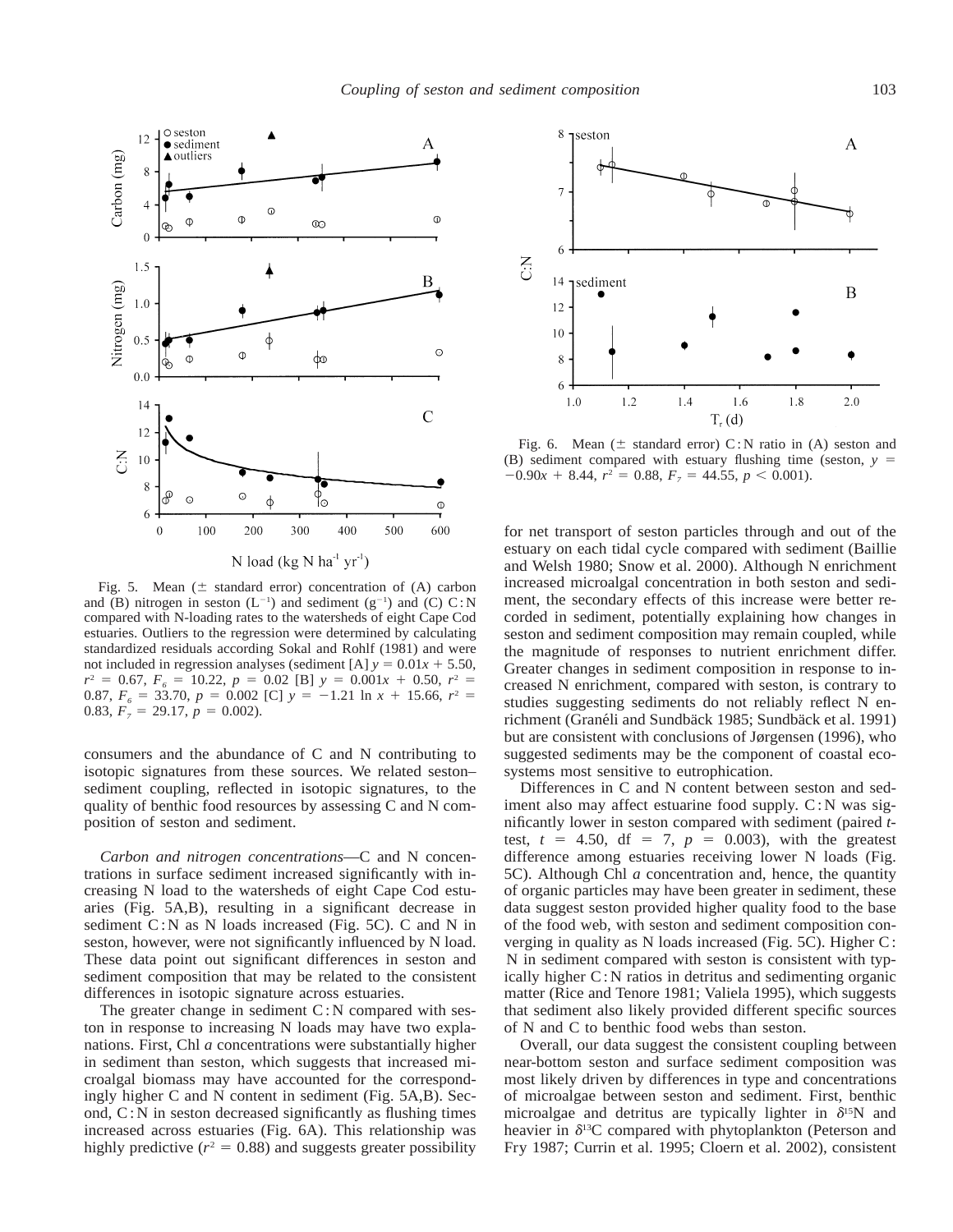Fig. 5. Mean (± standard error) concentration of (A) carbon and (B) nitrogen in seston ($L^{-1}$) and sediment ($g^{-1}$) and (C) C : N compared with N-loading rates to the watersheds of eight Cape Cod estuaries. Outliers to the regression were determined by calculating standardized residuals according Sokal and Rohlf (1981) and were not included in regression analyses (sediment [A] $y = 0.01x + 5.50$, $r^2 = 0.67$, $F_6 = 10.22$, $p = 0.02$ [B] $y = 0.001x + 0.50$, $r^2 = 0.87$, $F_6 = 33.70$, $p = 0.002$ [C] $y = -1.21 \ln x + 15.66$, $r^2 = 0.83$, $F_7 = 29.17$, $p = 0.002$).

Fig. 6. Mean (± standard error) C : N ratio in (A) seston and (B) sediment compared with estuary flushing time (seston, $y = -0.90x + 8.44$, $r^2 = 0.88$, $F_7 = 44.55$, $p < 0.001$).

consumers and the abundance of C and N contributing to isotopic signatures from these sources. We related seston–sediment coupling, reflected in isotopic signatures, to the quality of benthic food resources by assessing C and N composition of seston and sediment.

*Carbon and nitrogen concentrations*—C and N concentrations in surface sediment increased significantly with increasing N load to the watersheds of eight Cape Cod estuaries (Fig. 5A,B), resulting in a significant decrease in sediment C : N as N loads increased (Fig. 5C). C and N in seston, however, were not significantly influenced by N load. These data point out significant differences in seston and sediment composition that may be related to the consistent differences in isotopic signature across estuaries.

The greater change in sediment C : N compared with seston in response to increasing N loads may have two explanations. First, Chl *a* concentrations were substantially higher in sediment than seston, which suggests that increased microalgal biomass may have accounted for the correspondingly higher C and N content in sediment (Fig. 5A,B). Second, C : N in seston decreased significantly as flushing times increased across estuaries (Fig. 6A). This relationship was highly predictive ($r^2 = 0.88$) and suggests greater possibility for net transport of seston particles through and out of the estuary on each tidal cycle compared with sediment (Baillie and Welsh 1980; Snow et al. 2000). Although N enrichment increased microalgal concentration in both seston and sediment, the secondary effects of this increase were better recorded in sediment, potentially explaining how changes in seston and sediment composition may remain coupled, while the magnitude of responses to nutrient enrichment differ. Greater changes in sediment composition in response to increased N enrichment, compared with seston, is contrary to studies suggesting sediments do not reliably reflect N enrichment (Granéli and Sundbäck 1985; Sundbäck et al. 1991) but are consistent with conclusions of Jørgensen (1996), who suggested sediments may be the component of coastal ecosystems most sensitive to eutrophication.

Differences in C and N content between seston and sediment also may affect estuarine food supply. C : N was significantly lower in seston compared with sediment (paired *t*-test, $t = 4.50$, df $= 7$, $p = 0.003$), with the greatest difference among estuaries receiving lower N loads (Fig. 5C). Although Chl *a* concentration and, hence, the quantity of organic particles may have been greater in sediment, these data suggest seston provided higher quality food to the base of the food web, with seston and sediment composition converging in quality as N loads increased (Fig. 5C). Higher C : N in sediment compared with seston is consistent with typically higher C : N ratios in detritus and sedimenting organic matter (Rice and Tenore 1981; Valiela 1995), which suggests that sediment also likely provided different specific sources of N and C to benthic food webs than seston.

Overall, our data suggest the consistent coupling between near-bottom seston and surface sediment composition was most likely driven by differences in type and concentrations of microalgae between seston and sediment. First, benthic microalgae and detritus are typically lighter in $\delta^{15}$N and heavier in $\delta^{13}$C compared with phytoplankton (Peterson and Fry 1987; Currin et al. 1995; Cloern et al. 2002), consistent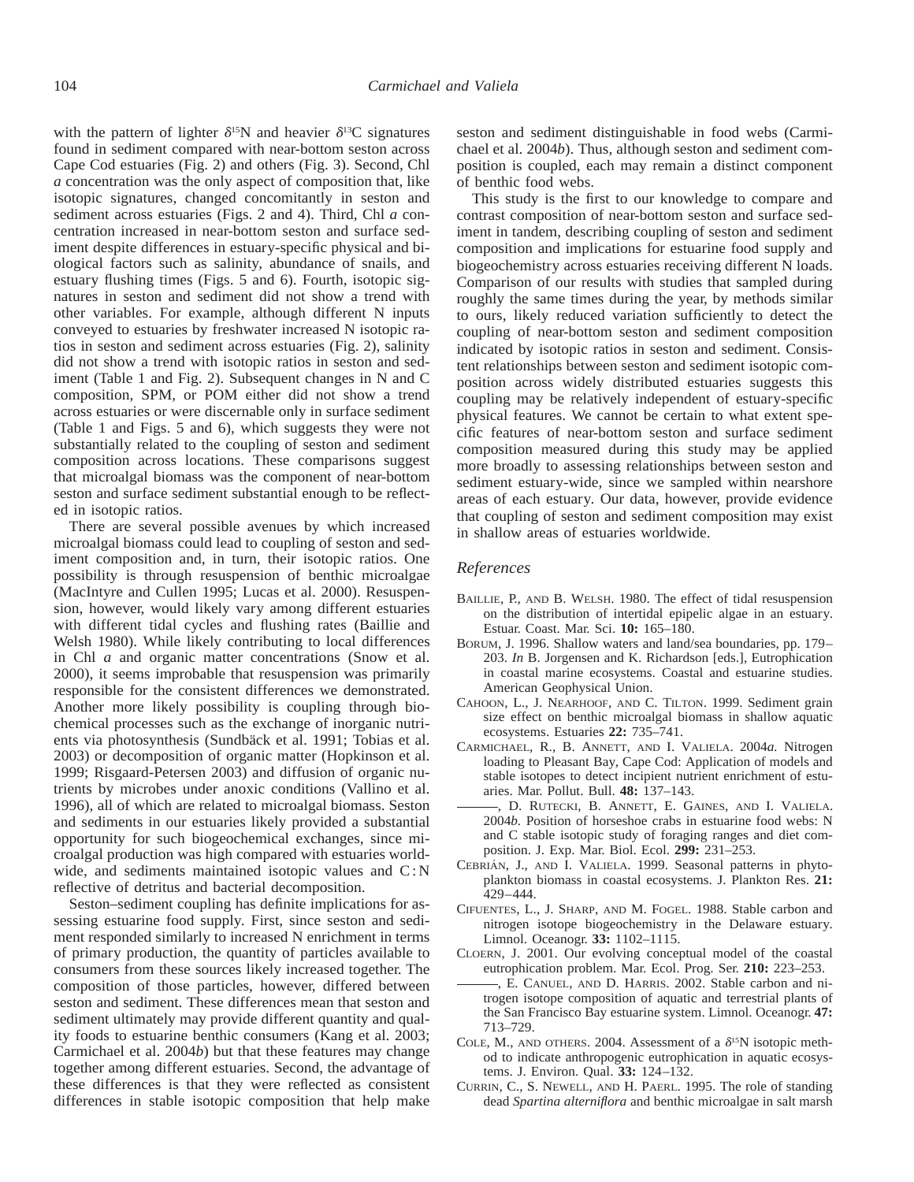with the pattern of lighter $\delta^{15}N$ and heavier $\delta^{13}C$ signatures found in sediment compared with near-bottom seston across Cape Cod estuaries (Fig. 2) and others (Fig. 3). Second, Chl *a* concentration was the only aspect of composition that, like isotopic signatures, changed concomitantly in seston and sediment across estuaries (Figs. 2 and 4). Third, Chl *a* concentration increased in near-bottom seston and surface sediment despite differences in estuary-specific physical and biological factors such as salinity, abundance of snails, and estuary flushing times (Figs. 5 and 6). Fourth, isotopic signatures in seston and sediment did not show a trend with other variables. For example, although different N inputs conveyed to estuaries by freshwater increased N isotopic ratios in seston and sediment across estuaries (Fig. 2), salinity did not show a trend with isotopic ratios in seston and sediment (Table 1 and Fig. 2). Subsequent changes in N and C composition, SPM, or POM either did not show a trend across estuaries or were discernable only in surface sediment (Table 1 and Figs. 5 and 6), which suggests they were not substantially related to the coupling of seston and sediment composition across locations. These comparisons suggest that microalgal biomass was the component of near-bottom seston and surface sediment substantial enough to be reflected in isotopic ratios.

There are several possible avenues by which increased microalgal biomass could lead to coupling of seston and sediment composition and, in turn, their isotopic ratios. One possibility is through resuspension of benthic microalgae (MacIntyre and Cullen 1995; Lucas et al. 2000). Resuspension, however, would likely vary among different estuaries with different tidal cycles and flushing rates (Baillie and Welsh 1980). While likely contributing to local differences in Chl *a* and organic matter concentrations (Snow et al. 2000), it seems improbable that resuspension was primarily responsible for the consistent differences we demonstrated. Another more likely possibility is coupling through biochemical processes such as the exchange of inorganic nutrients via photosynthesis (Sundbäck et al. 1991; Tobias et al. 2003) or decomposition of organic matter (Hopkinson et al. 1999; Risgaard-Petersen 2003) and diffusion of organic nutrients by microbes under anoxic conditions (Vallino et al. 1996), all of which are related to microalgal biomass. Seston and sediments in our estuaries likely provided a substantial opportunity for such biogeochemical exchanges, since microalgal production was high compared with estuaries worldwide, and sediments maintained isotopic values and C : N reflective of detritus and bacterial decomposition.

Seston–sediment coupling has definite implications for assessing estuarine food supply. First, since seston and sediment responded similarly to increased N enrichment in terms of primary production, the quantity of particles available to consumers from these sources likely increased together. The composition of those particles, however, differed between seston and sediment. These differences mean that seston and sediment ultimately may provide different quantity and quality foods to estuarine benthic consumers (Kang et al. 2003; Carmichael et al. 2004*b*) but that these features may change together among different estuaries. Second, the advantage of these differences is that they were reflected as consistent differences in stable isotopic composition that help make seston and sediment distinguishable in food webs (Carmichael et al. 2004*b*). Thus, although seston and sediment composition is coupled, each may remain a distinct component of benthic food webs.

This study is the first to our knowledge to compare and contrast composition of near-bottom seston and surface sediment in tandem, describing coupling of seston and sediment composition and implications for estuarine food supply and biogeochemistry across estuaries receiving different N loads. Comparison of our results with studies that sampled during roughly the same times during the year, by methods similar to ours, likely reduced variation sufficiently to detect the coupling of near-bottom seston and sediment composition indicated by isotopic ratios in seston and sediment. Consistent relationships between seston and sediment isotopic composition across widely distributed estuaries suggests this coupling may be relatively independent of estuary-specific physical features. We cannot be certain to what extent specific features of near-bottom seston and surface sediment composition measured during this study may be applied more broadly to assessing relationships between seston and sediment estuary-wide, since we sampled within nearshore areas of each estuary. Our data, however, provide evidence that coupling of seston and sediment composition may exist in shallow areas of estuaries worldwide.

## *References*

BAILLIE, P., AND B. WELSH. 1980. The effect of tidal resuspension on the distribution of intertidal epipelic algae in an estuary. Estuar. Coast. Mar. Sci. **10:** 165–180.

BORUM, J. 1996. Shallow waters and land/sea boundaries, pp. 179–203. *In* B. Jorgensen and K. Richardson [eds.], Eutrophication in coastal marine ecosystems. Coastal and estuarine studies. American Geophysical Union.

CAHOON, L., J. NEARHOOF, AND C. TILTON. 1999. Sediment grain size effect on benthic microalgal biomass in shallow aquatic ecosystems. Estuaries **22:** 735–741.

CARMICHAEL, R., B. ANNETT, AND I. VALIELA. 2004*a*. Nitrogen loading to Pleasant Bay, Cape Cod: Application of models and stable isotopes to detect incipient nutrient enrichment of estuaries. Mar. Pollut. Bull. **48:** 137–143.

———, D. RUTECKI, B. ANNETT, E. GAINES, AND I. VALIELA. 2004*b*. Position of horseshoe crabs in estuarine food webs: N and C stable isotopic study of foraging ranges and diet composition. J. Exp. Mar. Biol. Ecol. **299:** 231–253.

CEBRIÁN, J., AND I. VALIELA. 1999. Seasonal patterns in phytoplankton biomass in coastal ecosystems. J. Plankton Res. **21:** 429–444.

CIFUENTES, L., J. SHARP, AND M. FOGEL. 1988. Stable carbon and nitrogen isotope biogeochemistry in the Delaware estuary. Limnol. Oceanogr. **33:** 1102–1115.

CLOERN, J. 2001. Our evolving conceptual model of the coastal eutrophication problem. Mar. Ecol. Prog. Ser. **210:** 223–253.

———, E. CANUEL, AND D. HARRIS. 2002. Stable carbon and nitrogen isotope composition of aquatic and terrestrial plants of the San Francisco Bay estuarine system. Limnol. Oceanogr. **47:** 713–729.

COLE, M., AND OTHERS. 2004. Assessment of a $\delta^{15}N$ isotopic method to indicate anthropogenic eutrophication in aquatic ecosystems. J. Environ. Qual. **33:** 124–132.

CURRIN, C., S. NEWELL, AND H. PAERL. 1995. The role of standing dead *Spartina alterniflora* and benthic microalgae in salt marsh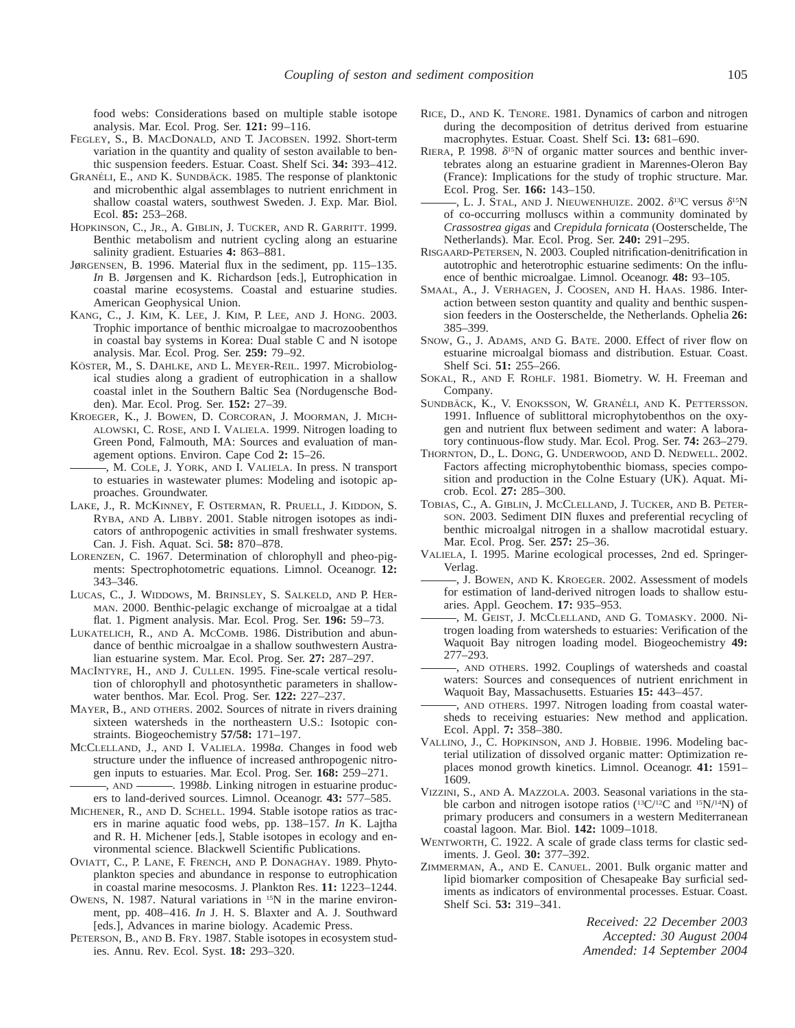food webs: Considerations based on multiple stable isotope analysis. Mar. Ecol. Prog. Ser. **121:** 99–116.

FEGLEY, S., B. MACDONALD, AND T. JACOBSEN. 1992. Short-term variation in the quantity and quality of seston available to benthic suspension feeders. Estuar. Coast. Shelf Sci. **34:** 393–412.

GRANÉLI, E., AND K. SUNDBÄCK. 1985. The response of planktonic and microbenthic algal assemblages to nutrient enrichment in shallow coastal waters, southwest Sweden. J. Exp. Mar. Biol. Ecol. **85:** 253–268.

HOPKINSON, C., JR., A. GIBLIN, J. TUCKER, AND R. GARRITT. 1999. Benthic metabolism and nutrient cycling along an estuarine salinity gradient. Estuaries **4:** 863–881.

JØRGENSEN, B. 1996. Material flux in the sediment, pp. 115–135. *In* B. Jørgensen and K. Richardson [eds.], Eutrophication in coastal marine ecosystems. Coastal and estuarine studies. American Geophysical Union.

KANG, C., J. KIM, K. LEE, J. KIM, P. LEE, AND J. HONG. 2003. Trophic importance of benthic microalgae to macrozoobenthos in coastal bay systems in Korea: Dual stable C and N isotope analysis. Mar. Ecol. Prog. Ser. **259:** 79–92.

KÖSTER, M., S. DAHLKE, AND L. MEYER-REIL. 1997. Microbiological studies along a gradient of eutrophication in a shallow coastal inlet in the Southern Baltic Sea (Nordugensche Bodden). Mar. Ecol. Prog. Ser. **152:** 27–39.

KROEGER, K., J. BOWEN, D. CORCORAN, J. MOORMAN, J. MICHALOWSKI, C. ROSE, AND I. VALIELA. 1999. Nitrogen loading to Green Pond, Falmouth, MA: Sources and evaluation of management options. Environ. Cape Cod **2:** 15–26.

———, M. COLE, J. YORK, AND I. VALIELA. In press. N transport to estuaries in wastewater plumes: Modeling and isotopic approaches. Groundwater.

LAKE, J., R. MCKINNEY, F. OSTERMAN, R. PRUELL, J. KIDDON, S. RYBA, AND A. LIBBY. 2001. Stable nitrogen isotopes as indicators of anthropogenic activities in small freshwater systems. Can. J. Fish. Aquat. Sci. **58:** 870–878.

LORENZEN, C. 1967. Determination of chlorophyll and pheo-pigments: Spectrophotometric equations. Limnol. Oceanogr. **12:** 343–346.

LUCAS, C., J. WIDDOWS, M. BRINSLEY, S. SALKELD, AND P. HERMAN. 2000. Benthic-pelagic exchange of microalgae at a tidal flat. 1. Pigment analysis. Mar. Ecol. Prog. Ser. **196:** 59–73.

LUKATELICH, R., AND A. MCCOMB. 1986. Distribution and abundance of benthic microalgae in a shallow southwestern Australian estuarine system. Mar. Ecol. Prog. Ser. **27:** 287–297.

MACINTYRE, H., AND J. CULLEN. 1995. Fine-scale vertical resolution of chlorophyll and photosynthetic parameters in shallow-water benthos. Mar. Ecol. Prog. Ser. **122:** 227–237.

MAYER, B., AND OTHERS. 2002. Sources of nitrate in rivers draining sixteen watersheds in the northeastern U.S.: Isotopic constraints. Biogeochemistry **57/58:** 171–197.

MCCLELLAND, J., AND I. VALIELA. 1998*a.* Changes in food web structure under the influence of increased anthropogenic nitrogen inputs to estuaries. Mar. Ecol. Prog. Ser. **168:** 259–271.

———, AND ———. 1998*b.* Linking nitrogen in estuarine producers to land-derived sources. Limnol. Oceanogr. **43:** 577–585.

MICHENER, R., AND D. SCHELL. 1994. Stable isotope ratios as tracers in marine aquatic food webs, pp. 138–157. *In* K. Lajtha and R. H. Michener [eds.], Stable isotopes in ecology and environmental science. Blackwell Scientific Publications.

OVIATT, C., P. LANE, F. FRENCH, AND P. DONAGHAY. 1989. Phytoplankton species and abundance in response to eutrophication in coastal marine mesocosms. J. Plankton Res. **11:** 1223–1244.

OWENS, N. 1987. Natural variations in $^{15}N$ in the marine environment, pp. 408–416. *In* J. H. S. Blaxter and A. J. Southward [eds.], Advances in marine biology. Academic Press.

PETERSON, B., AND B. FRY. 1987. Stable isotopes in ecosystem studies. Annu. Rev. Ecol. Syst. **18:** 293–320.

RICE, D., AND K. TENORE. 1981. Dynamics of carbon and nitrogen during the decomposition of detritus derived from estuarine macrophytes. Estuar. Coast. Shelf Sci. **13:** 681–690.

RIERA, P. 1998. $\delta^{15}N$ of organic matter sources and benthic invertebrates along an estuarine gradient in Marennes-Oleron Bay (France): Implications for the study of trophic structure. Mar. Ecol. Prog. Ser. **166:** 143–150.

———, L. J. STAL, AND J. NIEUWENHUIZE. 2002. $\delta^{13}C$ versus $\delta^{15}N$ of co-occurring molluscs within a community dominated by *Crassostrea gigas* and *Crepidula fornicata* (Oosterschelde, The Netherlands). Mar. Ecol. Prog. Ser. **240:** 291–295.

RISGAARD-PETERSEN, N. 2003. Coupled nitrification-denitrification in autotrophic and heterotrophic estuarine sediments: On the influence of benthic microalgae. Limnol. Oceanogr. **48:** 93–105.

SMAAL, A., J. VERHAGEN, J. COOSEN, AND H. HAAS. 1986. Interaction between seston quantity and quality and benthic suspension feeders in the Oosterschelde, the Netherlands. Ophelia **26:** 385–399.

SNOW, G., J. ADAMS, AND G. BATE. 2000. Effect of river flow on estuarine microalgal biomass and distribution. Estuar. Coast. Shelf Sci. **51:** 255–266.

SOKAL, R., AND F. ROHLF. 1981. Biometry. W. H. Freeman and Company.

SUNDBÄCK, K., V. ENOKSSON, W. GRANÉLI, AND K. PETTERSSON. 1991. Influence of sublittoral microphytobenthos on the oxygen and nutrient flux between sediment and water: A laboratory continuous-flow study. Mar. Ecol. Prog. Ser. **74:** 263–279.

THORNTON, D., L. DONG, G. UNDERWOOD, AND D. NEDWELL. 2002. Factors affecting microphytobenthic biomass, species composition and production in the Colne Estuary (UK). Aquat. Microb. Ecol. **27:** 285–300.

TOBIAS, C., A. GIBLIN, J. MCCLELLAND, J. TUCKER, AND B. PETERSON. 2003. Sediment DIN fluxes and preferential recycling of benthic microalgal nitrogen in a shallow macrotidal estuary. Mar. Ecol. Prog. Ser. **257:** 25–36.

VALIELA, I. 1995. Marine ecological processes, 2nd ed. Springer-Verlag.

———, J. BOWEN, AND K. KROEGER. 2002. Assessment of models for estimation of land-derived nitrogen loads to shallow estuaries. Appl. Geochem. **17:** 935–953.

———, M. GEIST, J. MCCLELLAND, AND G. TOMASKY. 2000. Nitrogen loading from watersheds to estuaries: Verification of the Waquoit Bay nitrogen loading model. Biogeochemistry **49:** 277–293.

———, AND OTHERS. 1992. Couplings of watersheds and coastal waters: Sources and consequences of nutrient enrichment in Waquoit Bay, Massachusetts. Estuaries **15:** 443–457.

———, AND OTHERS. 1997. Nitrogen loading from coastal watersheds to receiving estuaries: New method and application. Ecol. Appl. **7:** 358–380.

VALLINO, J., C. HOPKINSON, AND J. HOBBIE. 1996. Modeling bacterial utilization of dissolved organic matter: Optimization replaces monod growth kinetics. Limnol. Oceanogr. **41:** 1591–1609.

VIZZINI, S., AND A. MAZZOLA. 2003. Seasonal variations in the stable carbon and nitrogen isotope ratios ($^{13}C/^{12}C$ and $^{15}N/^{14}N$) of primary producers and consumers in a western Mediterranean coastal lagoon. Mar. Biol. **142:** 1009–1018.

WENTWORTH, C. 1922. A scale of grade class terms for clastic sediments. J. Geol. **30:** 377–392.

ZIMMERMAN, A., AND E. CANUEL. 2001. Bulk organic matter and lipid biomarker composition of Chesapeake Bay surficial sediments as indicators of environmental processes. Estuar. Coast. Shelf Sci. **53:** 319–341.

*Received: 22 December 2003*
*Accepted: 30 August 2004*
*Amended: 14 September 2004*